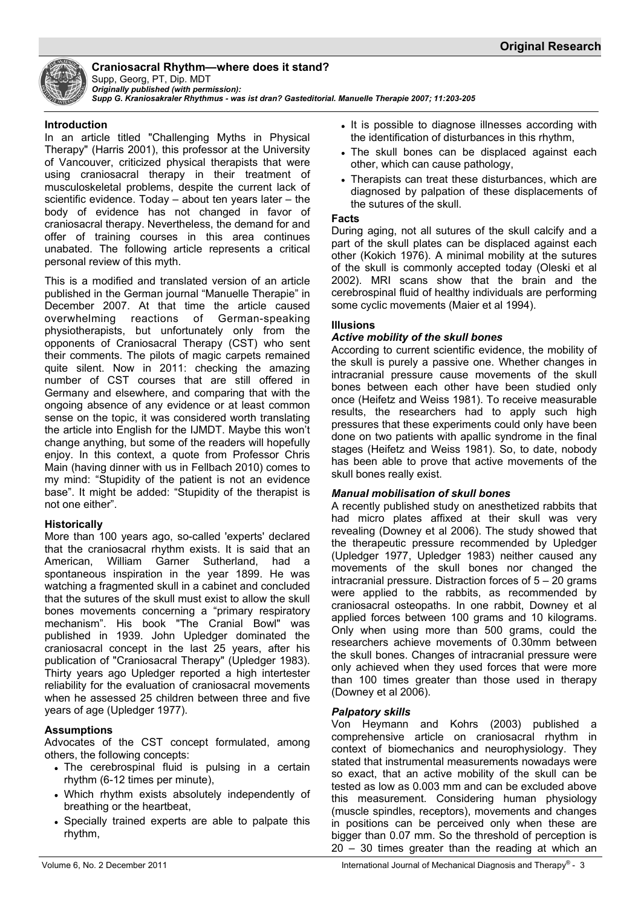# Craniosacral Rhythm—where does it stand?

Supp, Georg, PT, Dip. MDT

***Originally published (with permission):***
***Supp G. Kraniosakraler Rhythmus - was ist dran? Gasteditorial. Manuelle Therapie 2007; 11:203-205***

## Introduction

In an article titled "Challenging Myths in Physical Therapy" (Harris 2001), this professor at the University of Vancouver, criticized physical therapists that were using craniosacral therapy in their treatment of musculoskeletal problems, despite the current lack of scientific evidence. Today – about ten years later – the body of evidence has not changed in favor of craniosacral therapy. Nevertheless, the demand for and offer of training courses in this area continues unabated. The following article represents a critical personal review of this myth.

This is a modified and translated version of an article published in the German journal "Manuelle Therapie" in December 2007. At that time the article caused overwhelming reactions of German-speaking physiotherapists, but unfortunately only from the opponents of Craniosacral Therapy (CST) who sent their comments. The pilots of magic carpets remained quite silent. Now in 2011: checking the amazing number of CST courses that are still offered in Germany and elsewhere, and comparing that with the ongoing absence of any evidence or at least common sense on the topic, it was considered worth translating the article into English for the IJMDT. Maybe this won't change anything, but some of the readers will hopefully enjoy. In this context, a quote from Professor Chris Main (having dinner with us in Fellbach 2010) comes to my mind: "Stupidity of the patient is not an evidence base". It might be added: "Stupidity of the therapist is not one either".

## Historically

More than 100 years ago, so-called 'experts' declared that the craniosacral rhythm exists. It is said that an American, William Garner Sutherland, had a spontaneous inspiration in the year 1899. He was watching a fragmented skull in a cabinet and concluded that the sutures of the skull must exist to allow the skull bones movements concerning a "primary respiratory mechanism". His book "The Cranial Bowl" was published in 1939. John Upledger dominated the craniosacral concept in the last 25 years, after his publication of "Craniosacral Therapy" (Upledger 1983). Thirty years ago Upledger reported a high intertester reliability for the evaluation of craniosacral movements when he assessed 25 children between three and five years of age (Upledger 1977).

## Assumptions

Advocates of the CST concept formulated, among others, the following concepts:

- The cerebrospinal fluid is pulsing in a certain rhythm (6-12 times per minute),
- Which rhythm exists absolutely independently of breathing or the heartbeat,
- Specially trained experts are able to palpate this rhythm,
- It is possible to diagnose illnesses according with the identification of disturbances in this rhythm,
- The skull bones can be displaced against each other, which can cause pathology,
- Therapists can treat these disturbances, which are diagnosed by palpation of these displacements of the sutures of the skull.

## Facts

During aging, not all sutures of the skull calcify and a part of the skull plates can be displaced against each other (Kokich 1976). A minimal mobility at the sutures of the skull is commonly accepted today (Oleski et al 2002). MRI scans show that the brain and the cerebrospinal fluid of healthy individuals are performing some cyclic movements (Maier et al 1994).

## Illusions

### *Active mobility of the skull bones*

According to current scientific evidence, the mobility of the skull is purely a passive one. Whether changes in intracranial pressure cause movements of the skull bones between each other have been studied only once (Heifetz and Weiss 1981). To receive measurable results, the researchers had to apply such high pressures that these experiments could only have been done on two patients with apallic syndrome in the final stages (Heifetz and Weiss 1981). So, to date, nobody has been able to prove that active movements of the skull bones really exist.

### *Manual mobilisation of skull bones*

A recently published study on anesthetized rabbits that had micro plates affixed at their skull was very revealing (Downey et al 2006). The study showed that the therapeutic pressure recommended by Upledger (Upledger 1977, Upledger 1983) neither caused any movements of the skull bones nor changed the intracranial pressure. Distraction forces of 5 – 20 grams were applied to the rabbits, as recommended by craniosacral osteopaths. In one rabbit, Downey et al applied forces between 100 grams and 10 kilograms. Only when using more than 500 grams, could the researchers achieve movements of 0.30mm between the skull bones. Changes of intracranial pressure were only achieved when they used forces that were more than 100 times greater than those used in therapy (Downey et al 2006).

### *Palpatory skills*

Von Heymann and Kohrs (2003) published a comprehensive article on craniosacral rhythm in context of biomechanics and neurophysiology. They stated that instrumental measurements nowadays were so exact, that an active mobility of the skull can be tested as low as 0.003 mm and can be excluded above this measurement. Considering human physiology (muscle spindles, receptors), movements and changes in positions can be perceived only when these are bigger than 0.07 mm. So the threshold of perception is 20 – 30 times greater than the reading at which an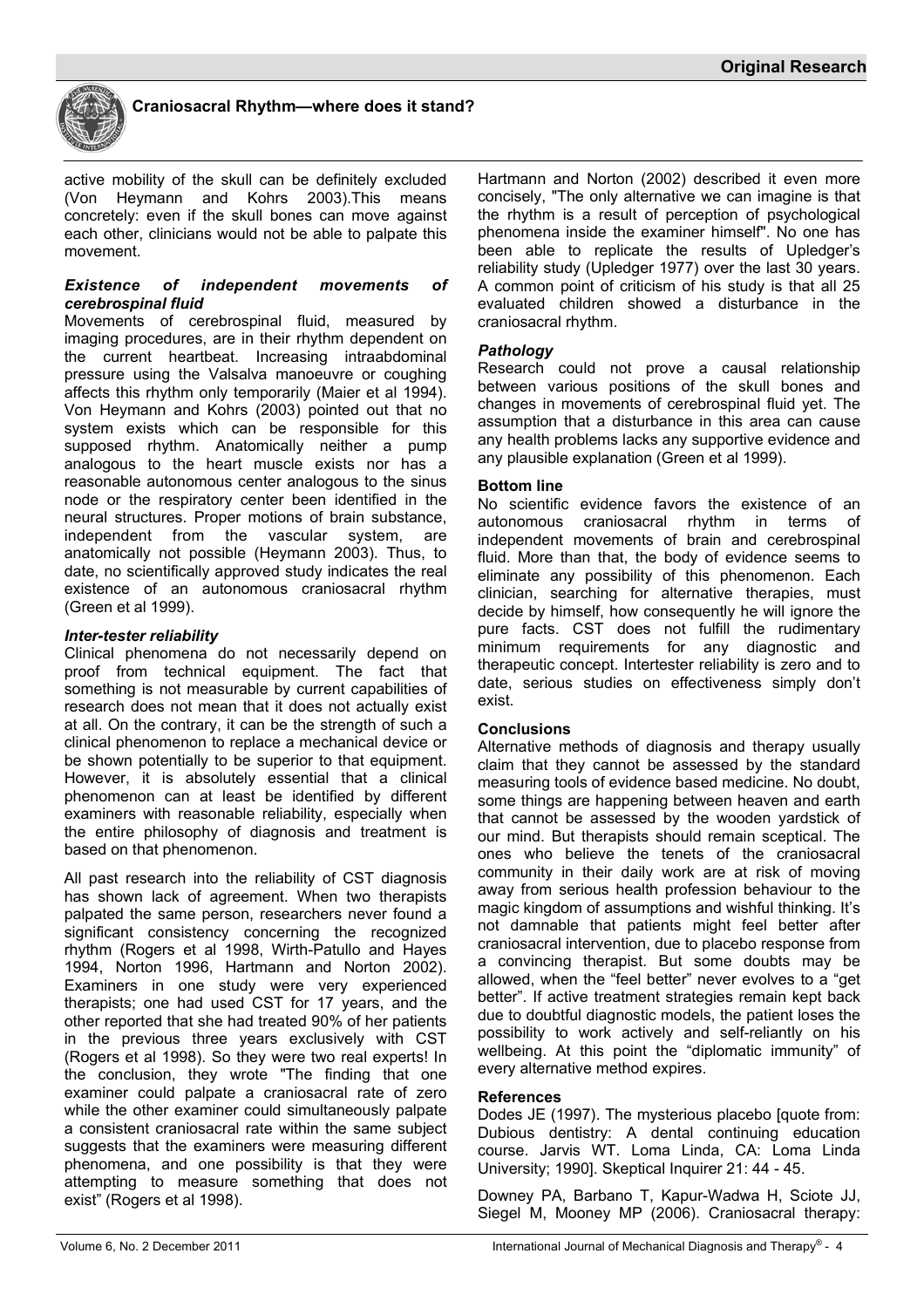active mobility of the skull can be definitely excluded (Von Heymann and Kohrs 2003).This means concretely: even if the skull bones can move against each other, clinicians would not be able to palpate this movement.

### *Existence of independent movements of cerebrospinal fluid*

Movements of cerebrospinal fluid, measured by imaging procedures, are in their rhythm dependent on the current heartbeat. Increasing intraabdominal pressure using the Valsalva manoeuvre or coughing affects this rhythm only temporarily (Maier et al 1994). Von Heymann and Kohrs (2003) pointed out that no system exists which can be responsible for this supposed rhythm. Anatomically neither a pump analogous to the heart muscle exists nor has a reasonable autonomous center analogous to the sinus node or the respiratory center been identified in the neural structures. Proper motions of brain substance, independent from the vascular system, are anatomically not possible (Heymann 2003). Thus, to date, no scientifically approved study indicates the real existence of an autonomous craniosacral rhythm (Green et al 1999).

### *Inter-tester reliability*

Clinical phenomena do not necessarily depend on proof from technical equipment. The fact that something is not measurable by current capabilities of research does not mean that it does not actually exist at all. On the contrary, it can be the strength of such a clinical phenomenon to replace a mechanical device or be shown potentially to be superior to that equipment. However, it is absolutely essential that a clinical phenomenon can at least be identified by different examiners with reasonable reliability, especially when the entire philosophy of diagnosis and treatment is based on that phenomenon.

All past research into the reliability of CST diagnosis has shown lack of agreement. When two therapists palpated the same person, researchers never found a significant consistency concerning the recognized rhythm (Rogers et al 1998, Wirth-Patullo and Hayes 1994, Norton 1996, Hartmann and Norton 2002). Examiners in one study were very experienced therapists; one had used CST for 17 years, and the other reported that she had treated 90% of her patients in the previous three years exclusively with CST (Rogers et al 1998). So they were two real experts! In the conclusion, they wrote "The finding that one examiner could palpate a craniosacral rate of zero while the other examiner could simultaneously palpate a consistent craniosacral rate within the same subject suggests that the examiners were measuring different phenomena, and one possibility is that they were attempting to measure something that does not exist" (Rogers et al 1998).

Hartmann and Norton (2002) described it even more concisely, "The only alternative we can imagine is that the rhythm is a result of perception of psychological phenomena inside the examiner himself". No one has been able to replicate the results of Upledger's reliability study (Upledger 1977) over the last 30 years. A common point of criticism of his study is that all 25 evaluated children showed a disturbance in the craniosacral rhythm.

### *Pathology*

Research could not prove a causal relationship between various positions of the skull bones and changes in movements of cerebrospinal fluid yet. The assumption that a disturbance in this area can cause any health problems lacks any supportive evidence and any plausible explanation (Green et al 1999).

### Bottom line

No scientific evidence favors the existence of an autonomous craniosacral rhythm in terms of independent movements of brain and cerebrospinal fluid. More than that, the body of evidence seems to eliminate any possibility of this phenomenon. Each clinician, searching for alternative therapies, must decide by himself, how consequently he will ignore the pure facts. CST does not fulfill the rudimentary minimum requirements for any diagnostic and therapeutic concept. Intertester reliability is zero and to date, serious studies on effectiveness simply don't exist.

### Conclusions

Alternative methods of diagnosis and therapy usually claim that they cannot be assessed by the standard measuring tools of evidence based medicine. No doubt, some things are happening between heaven and earth that cannot be assessed by the wooden yardstick of our mind. But therapists should remain sceptical. The ones who believe the tenets of the craniosacral community in their daily work are at risk of moving away from serious health profession behaviour to the magic kingdom of assumptions and wishful thinking. It's not damnable that patients might feel better after craniosacral intervention, due to placebo response from a convincing therapist. But some doubts may be allowed, when the "feel better" never evolves to a "get better". If active treatment strategies remain kept back due to doubtful diagnostic models, the patient loses the possibility to work actively and self-reliantly on his wellbeing. At this point the "diplomatic immunity" of every alternative method expires.

### References

Dodes JE (1997). The mysterious placebo [quote from: Dubious dentistry: A dental continuing education course. Jarvis WT. Loma Linda, CA: Loma Linda University; 1990]. Skeptical Inquirer 21: 44 - 45.

Downey PA, Barbano T, Kapur-Wadwa H, Sciote JJ, Siegel M, Mooney MP (2006). Craniosacral therapy: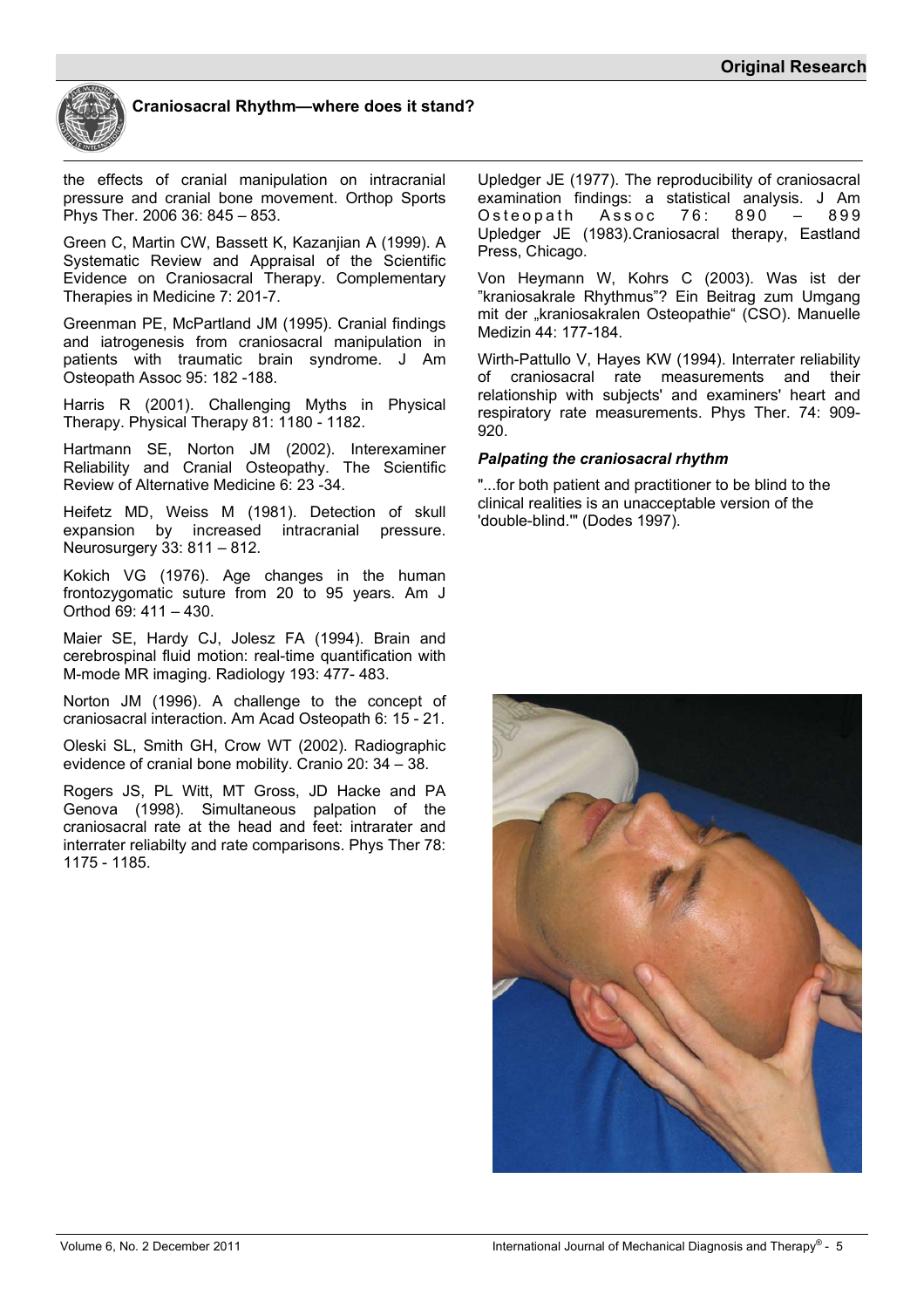the effects of cranial manipulation on intracranial pressure and cranial bone movement. Orthop Sports Phys Ther. 2006 36: 845 – 853.

Green C, Martin CW, Bassett K, Kazanjian A (1999). A Systematic Review and Appraisal of the Scientific Evidence on Craniosacral Therapy. Complementary Therapies in Medicine 7: 201-7.

Greenman PE, McPartland JM (1995). Cranial findings and iatrogenesis from craniosacral manipulation in patients with traumatic brain syndrome. J Am Osteopath Assoc 95: 182 -188.

Harris R (2001). Challenging Myths in Physical Therapy. Physical Therapy 81: 1180 - 1182.

Hartmann SE, Norton JM (2002). Interexaminer Reliability and Cranial Osteopathy. The Scientific Review of Alternative Medicine 6: 23 -34.

Heifetz MD, Weiss M (1981). Detection of skull expansion by increased intracranial pressure. Neurosurgery 33: 811 – 812.

Kokich VG (1976). Age changes in the human frontozygomatic suture from 20 to 95 years. Am J Orthod 69: 411 – 430.

Maier SE, Hardy CJ, Jolesz FA (1994). Brain and cerebrospinal fluid motion: real-time quantification with M-mode MR imaging. Radiology 193: 477- 483.

Norton JM (1996). A challenge to the concept of craniosacral interaction. Am Acad Osteopath 6: 15 - 21.

Oleski SL, Smith GH, Crow WT (2002). Radiographic evidence of cranial bone mobility. Cranio 20: 34 – 38.

Rogers JS, PL Witt, MT Gross, JD Hacke and PA Genova (1998). Simultaneous palpation of the craniosacral rate at the head and feet: intrarater and interrater reliabilty and rate comparisons. Phys Ther 78: 1175 - 1185.

Upledger JE (1977). The reproducibility of craniosacral examination findings: a statistical analysis. J Am Osteopath Assoc 76: 890 – 899

Upledger JE (1983).Craniosacral therapy, Eastland Press, Chicago.

Von Heymann W, Kohrs C (2003). Was ist der "kraniosakrale Rhythmus"? Ein Beitrag zum Umgang mit der „kraniosakralen Osteopathie" (CSO). Manuelle Medizin 44: 177-184.

Wirth-Pattullo V, Hayes KW (1994). Interrater reliability of craniosacral rate measurements and their relationship with subjects' and examiners' heart and respiratory rate measurements. Phys Ther. 74: 909-920.

***Palpating the craniosacral rhythm***

"...for both patient and practitioner to be blind to the clinical realities is an unacceptable version of the 'double-blind.'" (Dodes 1997).